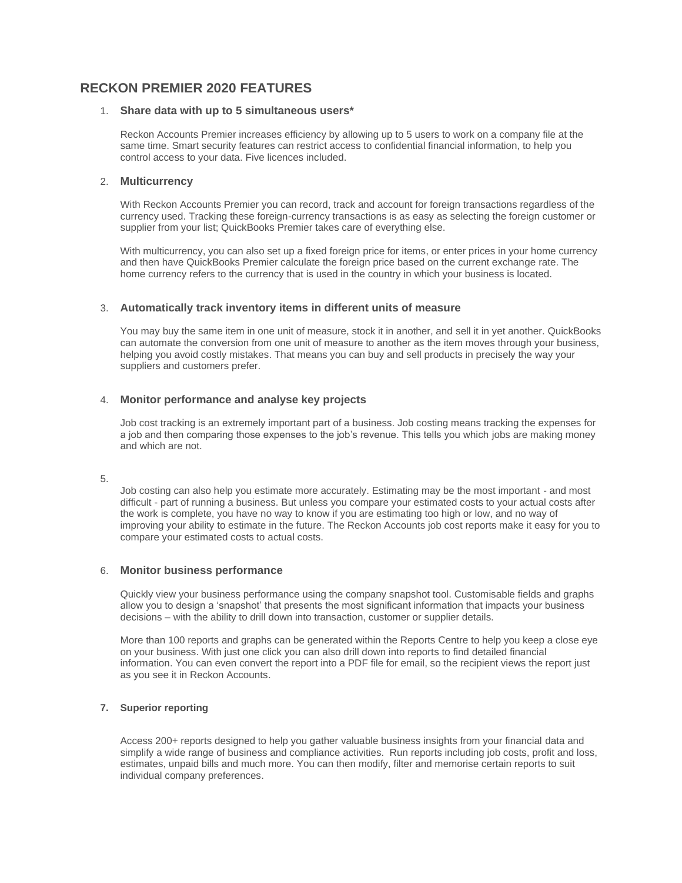## RECKON PREMIER 2020 FEATURES

1. **Share data with up to 5 simultaneous users***

   Reckon Accounts Premier increases efficiency by allowing up to 5 users to work on a company file at the same time. Smart security features can restrict access to confidential financial information, to help you control access to your data. Five licences included.

2. **Multicurrency**

   With Reckon Accounts Premier you can record, track and account for foreign transactions regardless of the currency used. Tracking these foreign-currency transactions is as easy as selecting the foreign customer or supplier from your list; QuickBooks Premier takes care of everything else.

   With multicurrency, you can also set up a fixed foreign price for items, or enter prices in your home currency and then have QuickBooks Premier calculate the foreign price based on the current exchange rate. The home currency refers to the currency that is used in the country in which your business is located.

3. **Automatically track inventory items in different units of measure**

   You may buy the same item in one unit of measure, stock it in another, and sell it in yet another. QuickBooks can automate the conversion from one unit of measure to another as the item moves through your business, helping you avoid costly mistakes. That means you can buy and sell products in precisely the way your suppliers and customers prefer.

4. **Monitor performance and analyse key projects**

   Job cost tracking is an extremely important part of a business. Job costing means tracking the expenses for a job and then comparing those expenses to the job's revenue. This tells you which jobs are making money and which are not.

5. 

   Job costing can also help you estimate more accurately. Estimating may be the most important - and most difficult - part of running a business. But unless you compare your estimated costs to your actual costs after the work is complete, you have no way to know if you are estimating too high or low, and no way of improving your ability to estimate in the future. The Reckon Accounts job cost reports make it easy for you to compare your estimated costs to actual costs.

6. **Monitor business performance**

   Quickly view your business performance using the company snapshot tool. Customisable fields and graphs allow you to design a 'snapshot' that presents the most significant information that impacts your business decisions – with the ability to drill down into transaction, customer or supplier details.

   More than 100 reports and graphs can be generated within the Reports Centre to help you keep a close eye on your business. With just one click you can also drill down into reports to find detailed financial information. You can even convert the report into a PDF file for email, so the recipient views the report just as you see it in Reckon Accounts.

7. **Superior reporting**

   Access 200+ reports designed to help you gather valuable business insights from your financial data and simplify a wide range of business and compliance activities. Run reports including job costs, profit and loss, estimates, unpaid bills and much more. You can then modify, filter and memorise certain reports to suit individual company preferences.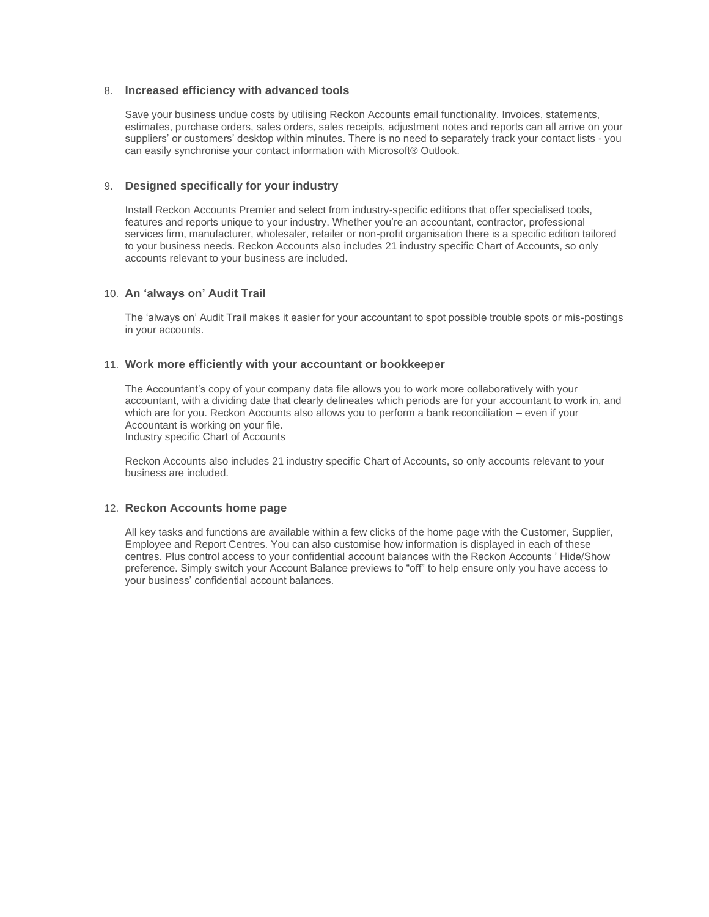8. **Increased efficiency with advanced tools**

   Save your business undue costs by utilising Reckon Accounts email functionality. Invoices, statements, estimates, purchase orders, sales orders, sales receipts, adjustment notes and reports can all arrive on your suppliers' or customers' desktop within minutes. There is no need to separately track your contact lists - you can easily synchronise your contact information with Microsoft® Outlook.

9. **Designed specifically for your industry**

   Install Reckon Accounts Premier and select from industry-specific editions that offer specialised tools, features and reports unique to your industry. Whether you're an accountant, contractor, professional services firm, manufacturer, wholesaler, retailer or non-profit organisation there is a specific edition tailored to your business needs. Reckon Accounts also includes 21 industry specific Chart of Accounts, so only accounts relevant to your business are included.

10. **An 'always on' Audit Trail**

    The 'always on' Audit Trail makes it easier for your accountant to spot possible trouble spots or mis-postings in your accounts.

11. **Work more efficiently with your accountant or bookkeeper**

    The Accountant's copy of your company data file allows you to work more collaboratively with your accountant, with a dividing date that clearly delineates which periods are for your accountant to work in, and which are for you. Reckon Accounts also allows you to perform a bank reconciliation – even if your Accountant is working on your file.
    Industry specific Chart of Accounts

    Reckon Accounts also includes 21 industry specific Chart of Accounts, so only accounts relevant to your business are included.

12. **Reckon Accounts home page**

    All key tasks and functions are available within a few clicks of the home page with the Customer, Supplier, Employee and Report Centres. You can also customise how information is displayed in each of these centres. Plus control access to your confidential account balances with the Reckon Accounts ' Hide/Show preference. Simply switch your Account Balance previews to "off" to help ensure only you have access to your business' confidential account balances.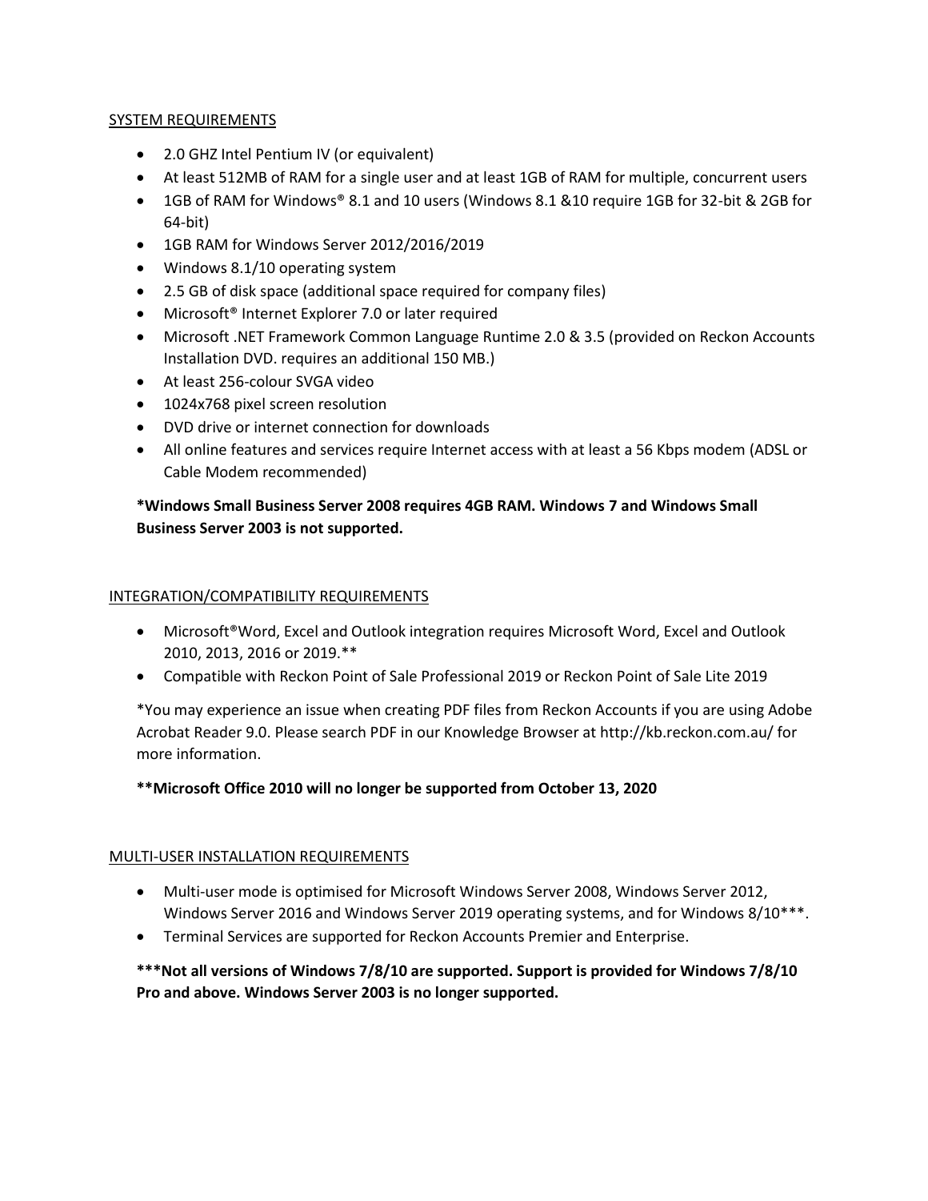<u>SYSTEM REQUIREMENTS</u>

- 2.0 GHZ Intel Pentium IV (or equivalent)
- At least 512MB of RAM for a single user and at least 1GB of RAM for multiple, concurrent users
- 1GB of RAM for Windows® 8.1 and 10 users (Windows 8.1 &10 require 1GB for 32-bit & 2GB for 64-bit)
- 1GB RAM for Windows Server 2012/2016/2019
- Windows 8.1/10 operating system
- 2.5 GB of disk space (additional space required for company files)
- Microsoft® Internet Explorer 7.0 or later required
- Microsoft .NET Framework Common Language Runtime 2.0 & 3.5 (provided on Reckon Accounts Installation DVD. requires an additional 150 MB.)
- At least 256-colour SVGA video
- 1024x768 pixel screen resolution
- DVD drive or internet connection for downloads
- All online features and services require Internet access with at least a 56 Kbps modem (ADSL or Cable Modem recommended)

**\*Windows Small Business Server 2008 requires 4GB RAM. Windows 7 and Windows Small Business Server 2003 is not supported.**

<u>INTEGRATION/COMPATIBILITY REQUIREMENTS</u>

- Microsoft®Word, Excel and Outlook integration requires Microsoft Word, Excel and Outlook 2010, 2013, 2016 or 2019.**
- Compatible with Reckon Point of Sale Professional 2019 or Reckon Point of Sale Lite 2019

*You may experience an issue when creating PDF files from Reckon Accounts if you are using Adobe Acrobat Reader 9.0. Please search PDF in our Knowledge Browser at http://kb.reckon.com.au/ for more information.

**\*\*Microsoft Office 2010 will no longer be supported from October 13, 2020**

<u>MULTI-USER INSTALLATION REQUIREMENTS</u>

- Multi-user mode is optimised for Microsoft Windows Server 2008, Windows Server 2012, Windows Server 2016 and Windows Server 2019 operating systems, and for Windows 8/10***.
- Terminal Services are supported for Reckon Accounts Premier and Enterprise.

**\*\*\*Not all versions of Windows 7/8/10 are supported. Support is provided for Windows 7/8/10 Pro and above. Windows Server 2003 is no longer supported.**